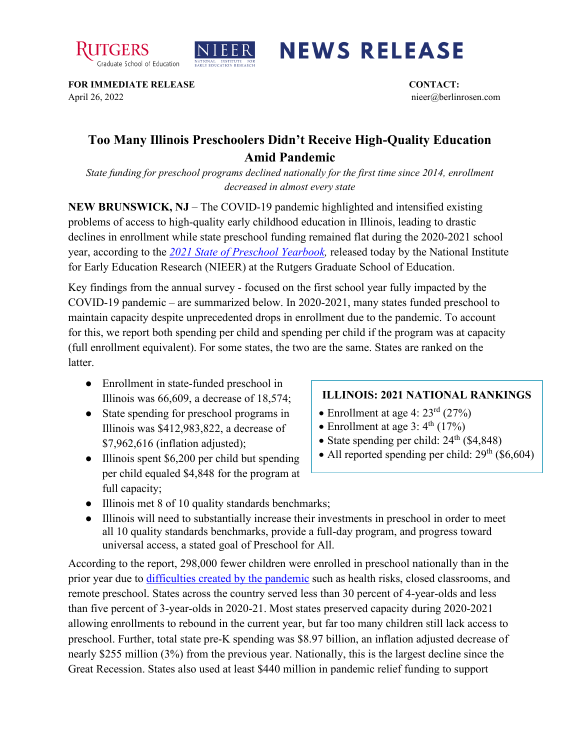Rutgers Graduate School of Education | NIEER National Institute for Early Education Research

# NEWS RELEASE

**FOR IMMEDIATE RELEASE**
April 26, 2022

**CONTACT:**
nieer@berlinrosen.com

## Too Many Illinois Preschoolers Didn't Receive High-Quality Education Amid Pandemic

*State funding for preschool programs declined nationally for the first time since 2014, enrollment decreased in almost every state*

**NEW BRUNSWICK, NJ** – The COVID-19 pandemic highlighted and intensified existing problems of access to high-quality early childhood education in Illinois, leading to drastic declines in enrollment while state preschool funding remained flat during the 2020-2021 school year, according to the *2021 State of Preschool Yearbook,* released today by the National Institute for Early Education Research (NIEER) at the Rutgers Graduate School of Education.

Key findings from the annual survey - focused on the first school year fully impacted by the COVID-19 pandemic – are summarized below. In 2020-2021, many states funded preschool to maintain capacity despite unprecedented drops in enrollment due to the pandemic. To account for this, we report both spending per child and spending per child if the program was at capacity (full enrollment equivalent). For some states, the two are the same. States are ranked on the latter.

- Enrollment in state-funded preschool in Illinois was 66,609, a decrease of 18,574;
- State spending for preschool programs in Illinois was $412,983,822, a decrease of $7,962,616 (inflation adjusted);
- Illinois spent $6,200 per child but spending per child equaled $4,848 for the program at full capacity;
- Illinois met 8 of 10 quality standards benchmarks;
- Illinois will need to substantially increase their investments in preschool in order to meet all 10 quality standards benchmarks, provide a full-day program, and progress toward universal access, a stated goal of Preschool for All.

**ILLINOIS: 2021 NATIONAL RANKINGS**

- Enrollment at age 4: 23rd (27%)
- Enrollment at age 3: 4th (17%)
- State spending per child: 24th ($4,848)
- All reported spending per child: 29th ($6,604)

According to the report, 298,000 fewer children were enrolled in preschool nationally than in the prior year due to difficulties created by the pandemic such as health risks, closed classrooms, and remote preschool. States across the country served less than 30 percent of 4-year-olds and less than five percent of 3-year-olds in 2020-21. Most states preserved capacity during 2020-2021 allowing enrollments to rebound in the current year, but far too many children still lack access to preschool. Further, total state pre-K spending was $8.97 billion, an inflation adjusted decrease of nearly $255 million (3%) from the previous year. Nationally, this is the largest decline since the Great Recession. States also used at least $440 million in pandemic relief funding to support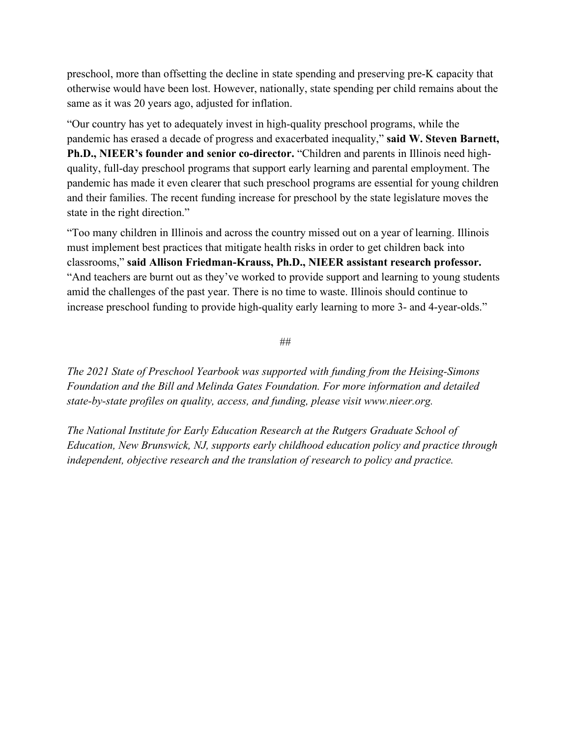preschool, more than offsetting the decline in state spending and preserving pre-K capacity that otherwise would have been lost. However, nationally, state spending per child remains about the same as it was 20 years ago, adjusted for inflation.

"Our country has yet to adequately invest in high-quality preschool programs, while the pandemic has erased a decade of progress and exacerbated inequality," **said W. Steven Barnett, Ph.D., NIEER's founder and senior co-director.** "Children and parents in Illinois need high-quality, full-day preschool programs that support early learning and parental employment. The pandemic has made it even clearer that such preschool programs are essential for young children and their families. The recent funding increase for preschool by the state legislature moves the state in the right direction."

"Too many children in Illinois and across the country missed out on a year of learning. Illinois must implement best practices that mitigate health risks in order to get children back into classrooms," **said Allison Friedman-Krauss, Ph.D., NIEER assistant research professor.** "And teachers are burnt out as they've worked to provide support and learning to young students amid the challenges of the past year. There is no time to waste. Illinois should continue to increase preschool funding to provide high-quality early learning to more 3- and 4-year-olds."

##

*The 2021 State of Preschool Yearbook was supported with funding from the Heising-Simons Foundation and the Bill and Melinda Gates Foundation. For more information and detailed state-by-state profiles on quality, access, and funding, please visit www.nieer.org.*

*The National Institute for Early Education Research at the Rutgers Graduate School of Education, New Brunswick, NJ, supports early childhood education policy and practice through independent, objective research and the translation of research to policy and practice.*